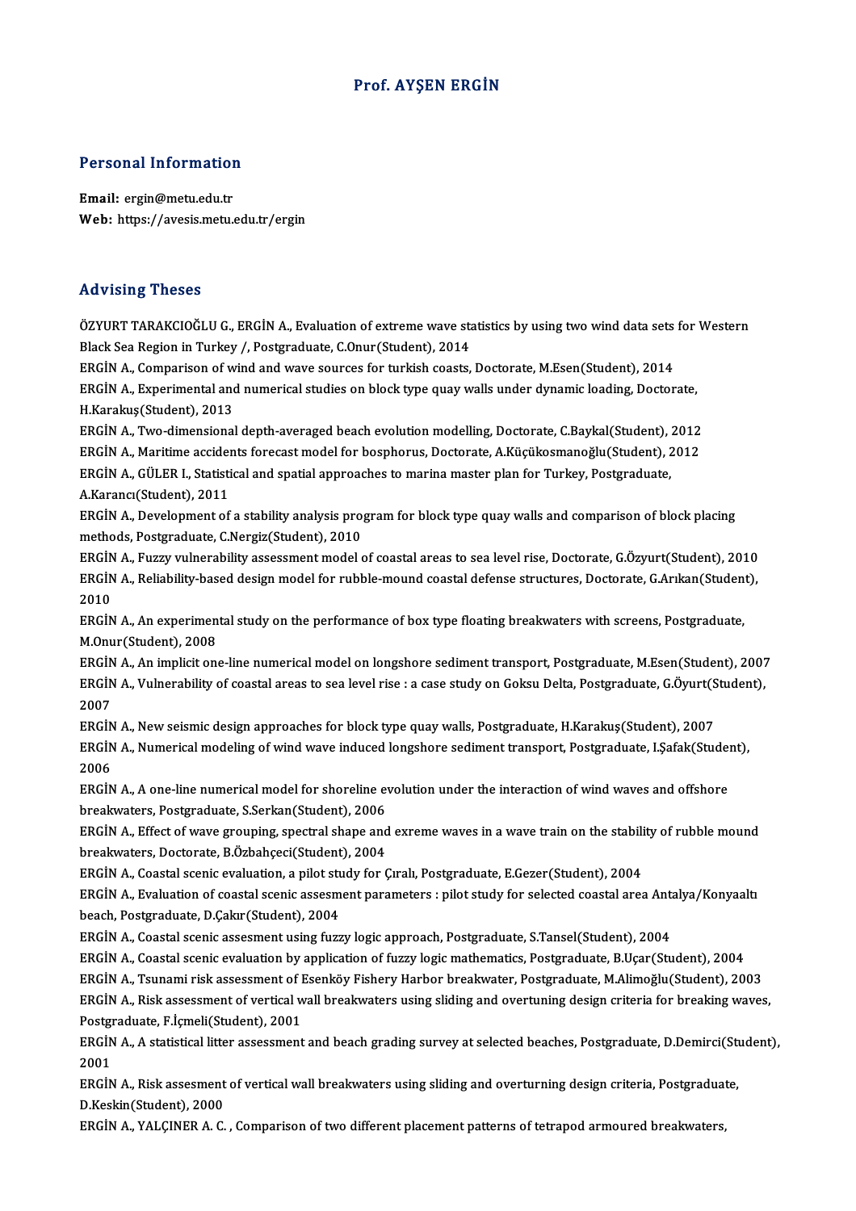# Prof. AYŞEN ERGİN

## Personal Information

**Email:** ergin@metu.edu.tr
**Web:** https://avesis.metu.edu.tr/ergin

## Advising Theses

ÖZYURT TARAKCIOĞLU G., ERGİN A., Evaluation of extreme wave statistics by using two wind data sets for Western Black Sea Region in Turkey /, Postgraduate, C.Onur(Student), 2014

ERGİN A., Comparison of wind and wave sources for turkish coasts, Doctorate, M.Esen(Student), 2014

ERGİN A., Experimental and numerical studies on block type quay walls under dynamic loading, Doctorate, H.Karakuş(Student), 2013

ERGİN A., Two-dimensional depth-averaged beach evolution modelling, Doctorate, C.Baykal(Student), 2012

ERGİN A., Maritime accidents forecast model for bosphorus, Doctorate, A.Küçükosmanoğlu(Student), 2012

ERGİN A., GÜLER I., Statistical and spatial approaches to marina master plan for Turkey, Postgraduate, A.Karancı(Student), 2011

ERGİN A., Development of a stability analysis program for block type quay walls and comparison of block placing methods, Postgraduate, C.Nergiz(Student), 2010

ERGİN A., Fuzzy vulnerability assessment model of coastal areas to sea level rise, Doctorate, G.Özyurt(Student), 2010

ERGİN A., Reliability-based design model for rubble-mound coastal defense structures, Doctorate, G.Arıkan(Student), 2010

ERGİN A., An experimental study on the performance of box type floating breakwaters with screens, Postgraduate, M.Onur(Student), 2008

ERGİN A., An implicit one-line numerical model on longshore sediment transport, Postgraduate, M.Esen(Student), 2007

ERGİN A., Vulnerability of coastal areas to sea level rise : a case study on Goksu Delta, Postgraduate, G.Öyurt(Student), 2007

ERGİN A., New seismic design approaches for block type quay walls, Postgraduate, H.Karakuş(Student), 2007

ERGİN A., Numerical modeling of wind wave induced longshore sediment transport, Postgraduate, I.Şafak(Student), 2006

ERGİN A., A one-line numerical model for shoreline evolution under the interaction of wind waves and offshore breakwaters, Postgraduate, S.Serkan(Student), 2006

ERGİN A., Effect of wave grouping, spectral shape and exreme waves in a wave train on the stability of rubble mound breakwaters, Doctorate, B.Özbahçeci(Student), 2004

ERGİN A., Coastal scenic evaluation, a pilot study for Çıralı, Postgraduate, E.Gezer(Student), 2004

ERGİN A., Evaluation of coastal scenic assesment parameters : pilot study for selected coastal area Antalya/Konyaaltı beach, Postgraduate, D.Çakır(Student), 2004

ERGİN A., Coastal scenic assesment using fuzzy logic approach, Postgraduate, S.Tansel(Student), 2004

ERGİN A., Coastal scenic evaluation by application of fuzzy logic mathematics, Postgraduate, B.Uçar(Student), 2004

ERGİN A., Tsunami risk assessment of Esenköy Fishery Harbor breakwater, Postgraduate, M.Alimoğlu(Student), 2003

ERGİN A., Risk assessment of vertical wall breakwaters using sliding and overtuning design criteria for breaking waves, Postgraduate, F.İçmeli(Student), 2001

ERGİN A., A statistical litter assessment and beach grading survey at selected beaches, Postgraduate, D.Demirci(Student), 2001

ERGİN A., Risk assesment of vertical wall breakwaters using sliding and overturning design criteria, Postgraduate, D.Keskin(Student), 2000

ERGİN A., YALÇINER A. C. , Comparison of two different placement patterns of tetrapod armoured breakwaters,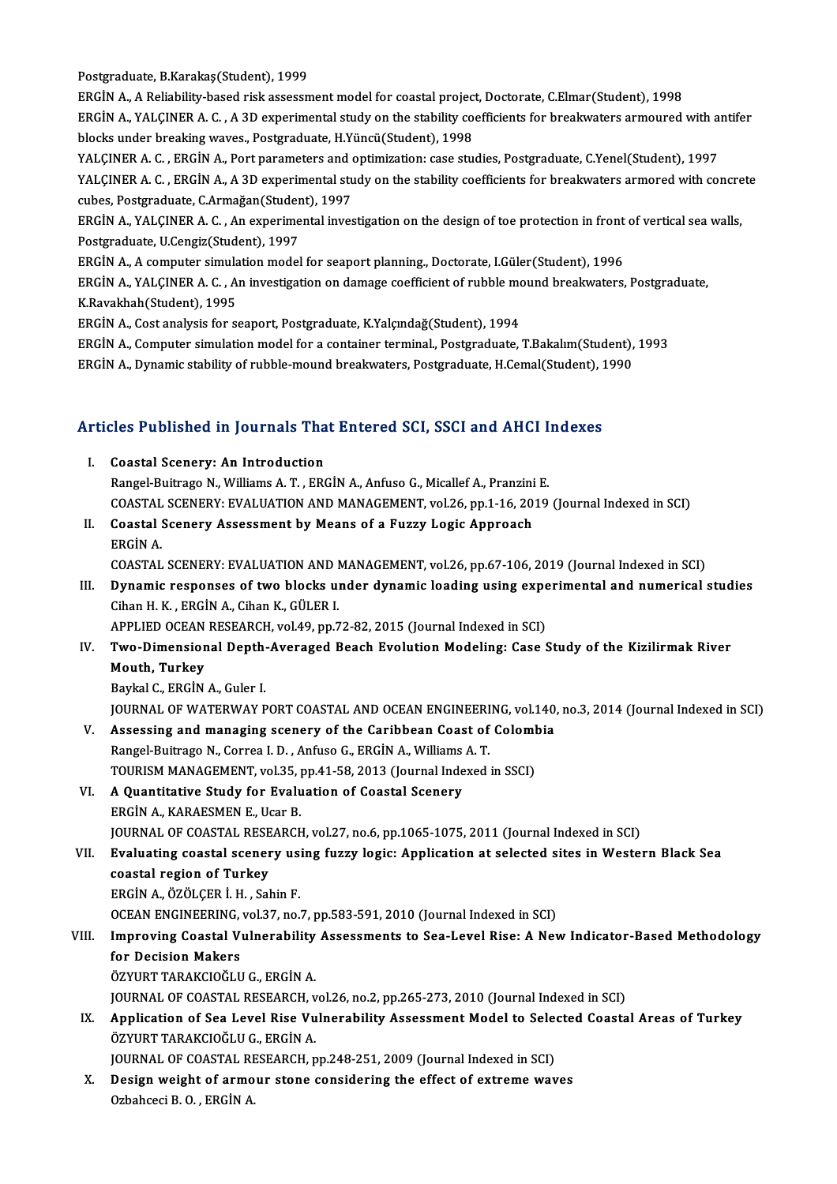Postgraduate, B.Karakaş(Student), 1999

ERGİN A., A Reliability-based risk assessment model for coastal project, Doctorate, C.Elmar(Student), 1998

ERGİN A., YALÇINER A. C. , A 3D experimental study on the stability coefficients for breakwaters armoured with antifer blocks under breaking waves., Postgraduate, H.Yüncü(Student), 1998

YALÇINER A. C. , ERGİN A., Port parameters and optimization: case studies, Postgraduate, C.Yenel(Student), 1997

YALÇINER A. C. , ERGİN A., A 3D experimental study on the stability coefficients for breakwaters armored with concrete cubes, Postgraduate, C.Armağan(Student), 1997

ERGİN A., YALÇINER A. C. , An experimental investigation on the design of toe protection in front of vertical sea walls, Postgraduate, U.Cengiz(Student), 1997

ERGİN A., A computer simulation model for seaport planning., Doctorate, I.Güler(Student), 1996

ERGİN A., YALÇINER A. C. , An investigation on damage coefficient of rubble mound breakwaters, Postgraduate, K.Ravakhah(Student), 1995

ERGİN A., Cost analysis for seaport, Postgraduate, K.Yalçındağ(Student), 1994

ERGİN A., Computer simulation model for a container terminal., Postgraduate, T.Bakalım(Student), 1993

ERGİN A., Dynamic stability of rubble-mound breakwaters, Postgraduate, H.Cemal(Student), 1990

## Articles Published in Journals That Entered SCI, SSCI and AHCI Indexes

I. **Coastal Scenery: An Introduction**
   Rangel-Buitrago N., Williams A. T. , ERGİN A., Anfuso G., Micallef A., Pranzini E.
   COASTAL SCENERY: EVALUATION AND MANAGEMENT, vol.26, pp.1-16, 2019 (Journal Indexed in SCI)

II. **Coastal Scenery Assessment by Means of a Fuzzy Logic Approach**
   ERGİN A.
   COASTAL SCENERY: EVALUATION AND MANAGEMENT, vol.26, pp.67-106, 2019 (Journal Indexed in SCI)

III. **Dynamic responses of two blocks under dynamic loading using experimental and numerical studies**
   Cihan H. K. , ERGİN A., Cihan K., GÜLER I.
   APPLIED OCEAN RESEARCH, vol.49, pp.72-82, 2015 (Journal Indexed in SCI)

IV. **Two-Dimensional Depth-Averaged Beach Evolution Modeling: Case Study of the Kizilirmak River Mouth, Turkey**
   Baykal C., ERGİN A., Guler I.
   JOURNAL OF WATERWAY PORT COASTAL AND OCEAN ENGINEERING, vol.140, no.3, 2014 (Journal Indexed in SCI)

V. **Assessing and managing scenery of the Caribbean Coast of Colombia**
   Rangel-Buitrago N., Correa I. D. , Anfuso G., ERGİN A., Williams A. T.
   TOURISM MANAGEMENT, vol.35, pp.41-58, 2013 (Journal Indexed in SSCI)

VI. **A Quantitative Study for Evaluation of Coastal Scenery**
   ERGİN A., KARAESMEN E., Ucar B.
   JOURNAL OF COASTAL RESEARCH, vol.27, no.6, pp.1065-1075, 2011 (Journal Indexed in SCI)

VII. **Evaluating coastal scenery using fuzzy logic: Application at selected sites in Western Black Sea coastal region of Turkey**
   ERGİN A., ÖZÖLÇER İ. H. , Sahin F.
   OCEAN ENGINEERING, vol.37, no.7, pp.583-591, 2010 (Journal Indexed in SCI)

VIII. **Improving Coastal Vulnerability Assessments to Sea-Level Rise: A New Indicator-Based Methodology for Decision Makers**
   ÖZYURT TARAKCIOĞLU G., ERGİN A.
   JOURNAL OF COASTAL RESEARCH, vol.26, no.2, pp.265-273, 2010 (Journal Indexed in SCI)

IX. **Application of Sea Level Rise Vulnerability Assessment Model to Selected Coastal Areas of Turkey**
   ÖZYURT TARAKCIOĞLU G., ERGİN A.
   JOURNAL OF COASTAL RESEARCH, pp.248-251, 2009 (Journal Indexed in SCI)

X. **Design weight of armour stone considering the effect of extreme waves**
   Ozbahceci B. O. , ERGİN A.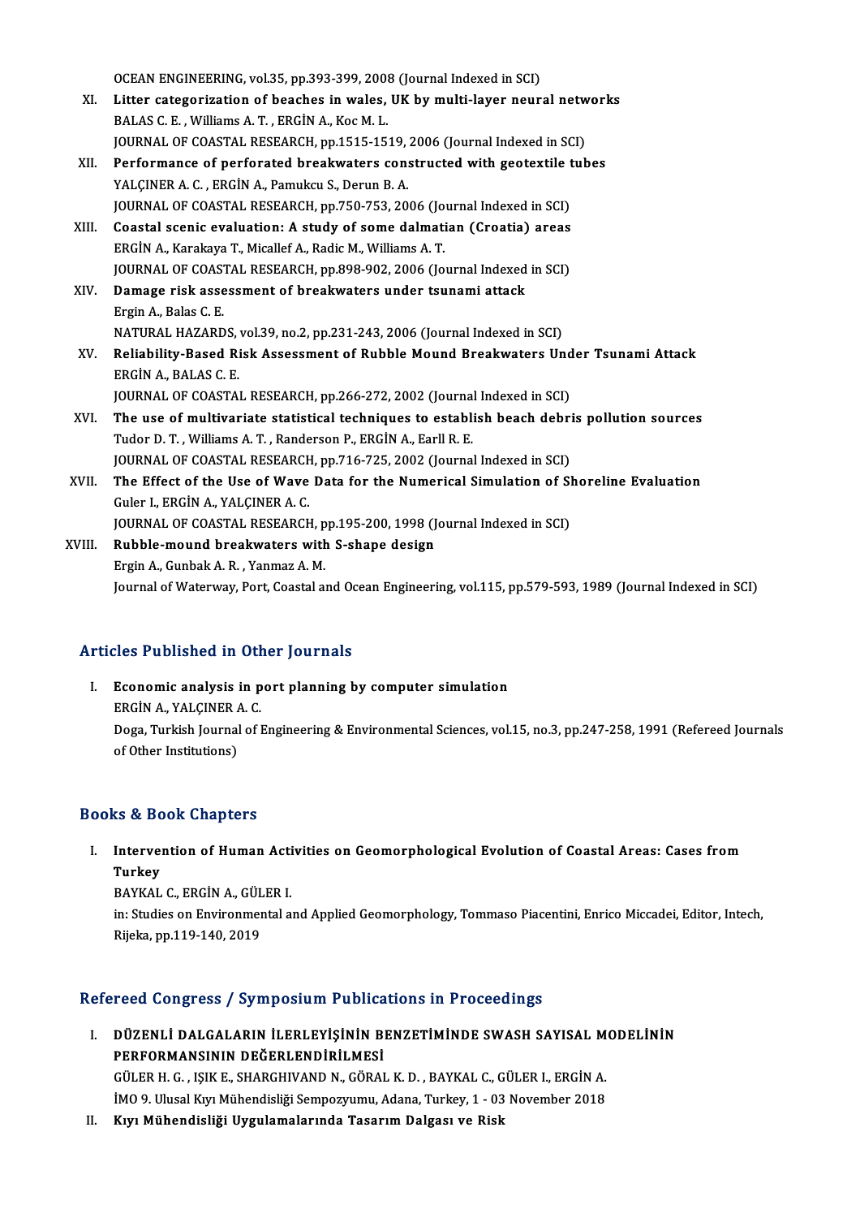OCEAN ENGINEERING, vol.35, pp.393-399, 2008 (Journal Indexed in SCI)

XI. **Litter categorization of beaches in wales, UK by multi-layer neural networks**
BALAS C. E. , Williams A. T. , ERGİN A., Koc M. L.
JOURNAL OF COASTAL RESEARCH, pp.1515-1519, 2006 (Journal Indexed in SCI)

XII. **Performance of perforated breakwaters constructed with geotextile tubes**
YALÇINER A. C. , ERGİN A., Pamukcu S., Derun B. A.
JOURNAL OF COASTAL RESEARCH, pp.750-753, 2006 (Journal Indexed in SCI)

XIII. **Coastal scenic evaluation: A study of some dalmatian (Croatia) areas**
ERGİN A., Karakaya T., Micallef A., Radic M., Williams A. T.
JOURNAL OF COASTAL RESEARCH, pp.898-902, 2006 (Journal Indexed in SCI)

XIV. **Damage risk assessment of breakwaters under tsunami attack**
Ergin A., Balas C. E.
NATURAL HAZARDS, vol.39, no.2, pp.231-243, 2006 (Journal Indexed in SCI)

XV. **Reliability-Based Risk Assessment of Rubble Mound Breakwaters Under Tsunami Attack**
ERGİN A., BALAS C. E.
JOURNAL OF COASTAL RESEARCH, pp.266-272, 2002 (Journal Indexed in SCI)

XVI. **The use of multivariate statistical techniques to establish beach debris pollution sources**
Tudor D. T. , Williams A. T. , Randerson P., ERGİN A., Earll R. E.
JOURNAL OF COASTAL RESEARCH, pp.716-725, 2002 (Journal Indexed in SCI)

XVII. **The Effect of the Use of Wave Data for the Numerical Simulation of Shoreline Evaluation**
Guler I., ERGİN A., YALÇINER A. C.
JOURNAL OF COASTAL RESEARCH, pp.195-200, 1998 (Journal Indexed in SCI)

XVIII. **Rubble-mound breakwaters with S-shape design**
Ergin A., Gunbak A. R. , Yanmaz A. M.
Journal of Waterway, Port, Coastal and Ocean Engineering, vol.115, pp.579-593, 1989 (Journal Indexed in SCI)

## Articles Published in Other Journals

I. **Economic analysis in port planning by computer simulation**
ERGİN A., YALÇINER A. C.
Doga, Turkish Journal of Engineering & Environmental Sciences, vol.15, no.3, pp.247-258, 1991 (Refereed Journals of Other Institutions)

## Books & Book Chapters

I. **Intervention of Human Activities on Geomorphological Evolution of Coastal Areas: Cases from Turkey**
BAYKAL C., ERGİN A., GÜLER I.
in: Studies on Environmental and Applied Geomorphology, Tommaso Piacentini, Enrico Miccadei, Editor, Intech, Rijeka, pp.119-140, 2019

## Refereed Congress / Symposium Publications in Proceedings

I. **DÜZENLİ DALGALARIN İLERLEYİŞİNİN BENZETİMİNDE SWASH SAYISAL MODELİNİN PERFORMANSININ DEĞERLENDİRİLMESİ**
GÜLER H. G. , IŞIK E., SHARGHIVAND N., GÖRAL K. D. , BAYKAL C., GÜLER I., ERGİN A.
İMO 9. Ulusal Kıyı Mühendisliği Sempozyumu, Adana, Turkey, 1 - 03 November 2018

II. **Kıyı Mühendisliği Uygulamalarında Tasarım Dalgası ve Risk**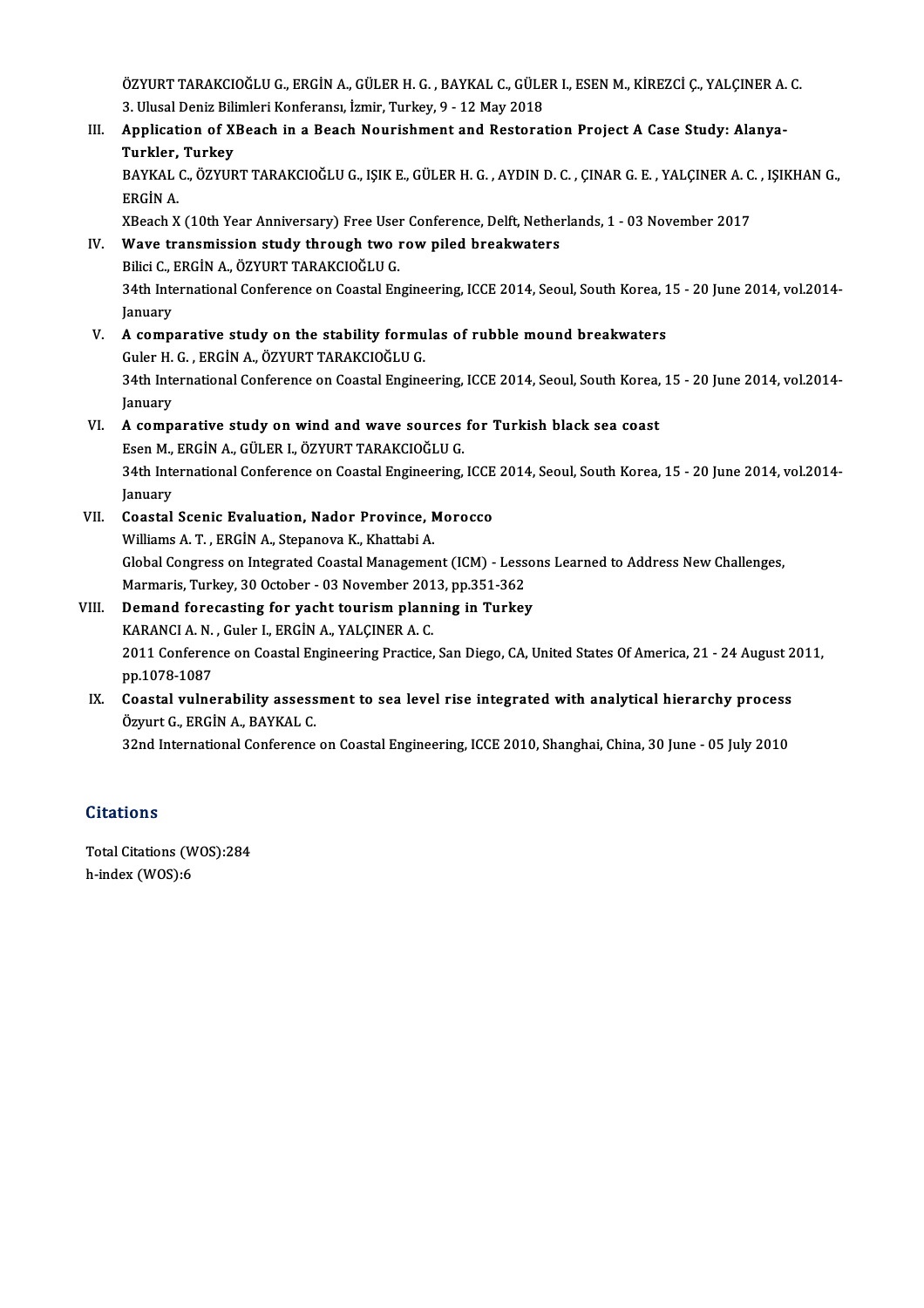ÖZYURT TARAKCIOĞLU G., ERGİN A., GÜLER H. G. , BAYKAL C., GÜLER I., ESEN M., KİREZCİ Ç., YALÇINER A. C.
3. Ulusal Deniz Bilimleri Konferansı, İzmir, Turkey, 9 - 12 May 2018

III. **Application of XBeach in a Beach Nourishment and Restoration Project A Case Study: Alanya-Turkler, Turkey**
BAYKAL C., ÖZYURT TARAKCIOĞLU G., IŞIK E., GÜLER H. G. , AYDIN D. C. , ÇINAR G. E. , YALÇINER A. C. , IŞIKHAN G., ERGİN A.
XBeach X (10th Year Anniversary) Free User Conference, Delft, Netherlands, 1 - 03 November 2017

IV. **Wave transmission study through two row piled breakwaters**
Bilici C., ERGİN A., ÖZYURT TARAKCIOĞLU G.
34th International Conference on Coastal Engineering, ICCE 2014, Seoul, South Korea, 15 - 20 June 2014, vol.2014-January

V. **A comparative study on the stability formulas of rubble mound breakwaters**
Guler H. G. , ERGİN A., ÖZYURT TARAKCIOĞLU G.
34th International Conference on Coastal Engineering, ICCE 2014, Seoul, South Korea, 15 - 20 June 2014, vol.2014-January

VI. **A comparative study on wind and wave sources for Turkish black sea coast**
Esen M., ERGİN A., GÜLER I., ÖZYURT TARAKCIOĞLU G.
34th International Conference on Coastal Engineering, ICCE 2014, Seoul, South Korea, 15 - 20 June 2014, vol.2014-January

VII. **Coastal Scenic Evaluation, Nador Province, Morocco**
Williams A. T. , ERGİN A., Stepanova K., Khattabi A.
Global Congress on Integrated Coastal Management (ICM) - Lessons Learned to Address New Challenges, Marmaris, Turkey, 30 October - 03 November 2013, pp.351-362

VIII. **Demand forecasting for yacht tourism planning in Turkey**
KARANCI A. N. , Guler I., ERGİN A., YALÇINER A. C.
2011 Conference on Coastal Engineering Practice, San Diego, CA, United States Of America, 21 - 24 August 2011, pp.1078-1087

IX. **Coastal vulnerability assessment to sea level rise integrated with analytical hierarchy process**
Özyurt G., ERGİN A., BAYKAL C.
32nd International Conference on Coastal Engineering, ICCE 2010, Shanghai, China, 30 June - 05 July 2010

## Citations

Total Citations (WOS):284
h-index (WOS):6